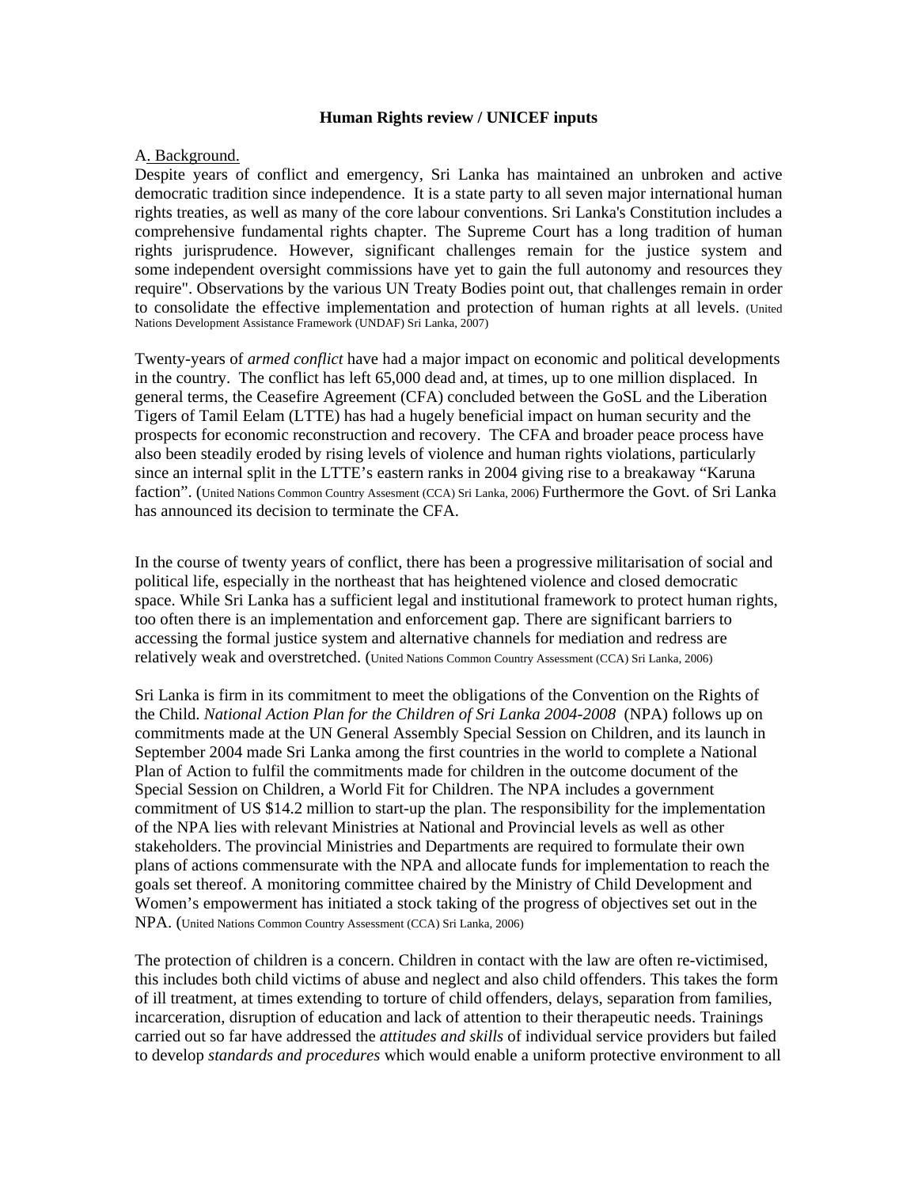**Human Rights review / UNICEF inputs**

A. Background.

Despite years of conflict and emergency, Sri Lanka has maintained an unbroken and active democratic tradition since independence. It is a state party to all seven major international human rights treaties, as well as many of the core labour conventions. Sri Lanka's Constitution includes a comprehensive fundamental rights chapter. The Supreme Court has a long tradition of human rights jurisprudence. However, significant challenges remain for the justice system and some independent oversight commissions have yet to gain the full autonomy and resources they require". Observations by the various UN Treaty Bodies point out, that challenges remain in order to consolidate the effective implementation and protection of human rights at all levels. (United Nations Development Assistance Framework (UNDAF) Sri Lanka, 2007)

Twenty-years of *armed conflict* have had a major impact on economic and political developments in the country. The conflict has left 65,000 dead and, at times, up to one million displaced. In general terms, the Ceasefire Agreement (CFA) concluded between the GoSL and the Liberation Tigers of Tamil Eelam (LTTE) has had a hugely beneficial impact on human security and the prospects for economic reconstruction and recovery. The CFA and broader peace process have also been steadily eroded by rising levels of violence and human rights violations, particularly since an internal split in the LTTE's eastern ranks in 2004 giving rise to a breakaway "Karuna faction". (United Nations Common Country Assesment (CCA) Sri Lanka, 2006) Furthermore the Govt. of Sri Lanka has announced its decision to terminate the CFA.

In the course of twenty years of conflict, there has been a progressive militarisation of social and political life, especially in the northeast that has heightened violence and closed democratic space. While Sri Lanka has a sufficient legal and institutional framework to protect human rights, too often there is an implementation and enforcement gap. There are significant barriers to accessing the formal justice system and alternative channels for mediation and redress are relatively weak and overstretched. (United Nations Common Country Assessment (CCA) Sri Lanka, 2006)

Sri Lanka is firm in its commitment to meet the obligations of the Convention on the Rights of the Child. *National Action Plan for the Children of Sri Lanka 2004-2008* (NPA) follows up on commitments made at the UN General Assembly Special Session on Children, and its launch in September 2004 made Sri Lanka among the first countries in the world to complete a National Plan of Action to fulfil the commitments made for children in the outcome document of the Special Session on Children, a World Fit for Children. The NPA includes a government commitment of US $14.2 million to start-up the plan. The responsibility for the implementation of the NPA lies with relevant Ministries at National and Provincial levels as well as other stakeholders. The provincial Ministries and Departments are required to formulate their own plans of actions commensurate with the NPA and allocate funds for implementation to reach the goals set thereof. A monitoring committee chaired by the Ministry of Child Development and Women's empowerment has initiated a stock taking of the progress of objectives set out in the NPA. (United Nations Common Country Assessment (CCA) Sri Lanka, 2006)

The protection of children is a concern. Children in contact with the law are often re-victimised, this includes both child victims of abuse and neglect and also child offenders. This takes the form of ill treatment, at times extending to torture of child offenders, delays, separation from families, incarceration, disruption of education and lack of attention to their therapeutic needs. Trainings carried out so far have addressed the *attitudes and skills* of individual service providers but failed to develop *standards and procedures* which would enable a uniform protective environment to all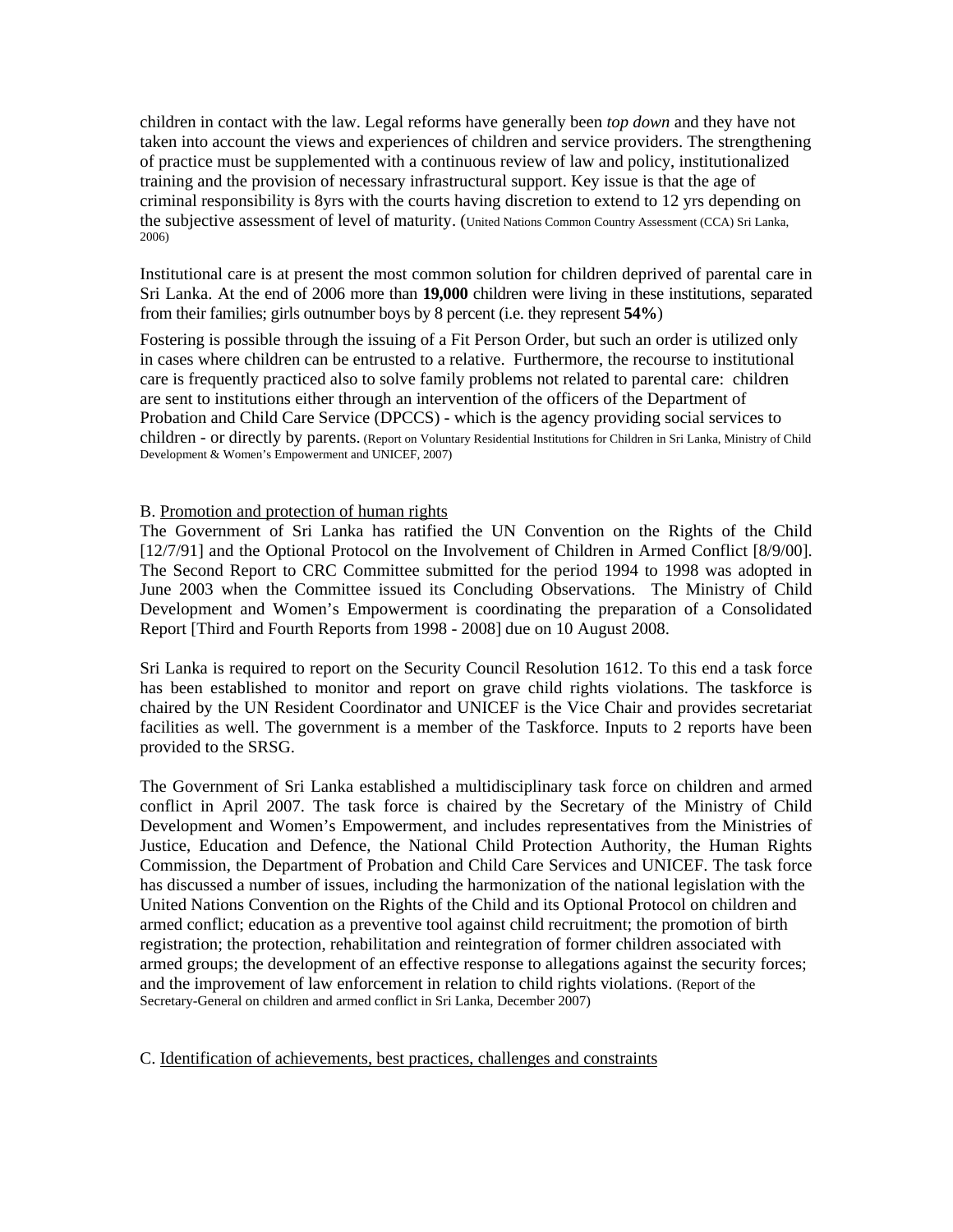children in contact with the law. Legal reforms have generally been *top down* and they have not taken into account the views and experiences of children and service providers. The strengthening of practice must be supplemented with a continuous review of law and policy, institutionalized training and the provision of necessary infrastructural support. Key issue is that the age of criminal responsibility is 8yrs with the courts having discretion to extend to 12 yrs depending on the subjective assessment of level of maturity. (United Nations Common Country Assessment (CCA) Sri Lanka, 2006)

Institutional care is at present the most common solution for children deprived of parental care in Sri Lanka. At the end of 2006 more than **19,000** children were living in these institutions, separated from their families; girls outnumber boys by 8 percent (i.e. they represent **54%**)

Fostering is possible through the issuing of a Fit Person Order, but such an order is utilized only in cases where children can be entrusted to a relative. Furthermore, the recourse to institutional care is frequently practiced also to solve family problems not related to parental care: children are sent to institutions either through an intervention of the officers of the Department of Probation and Child Care Service (DPCCS) - which is the agency providing social services to children - or directly by parents. (Report on Voluntary Residential Institutions for Children in Sri Lanka, Ministry of Child Development & Women's Empowerment and UNICEF, 2007)

B. Promotion and protection of human rights

The Government of Sri Lanka has ratified the UN Convention on the Rights of the Child [12/7/91] and the Optional Protocol on the Involvement of Children in Armed Conflict [8/9/00]. The Second Report to CRC Committee submitted for the period 1994 to 1998 was adopted in June 2003 when the Committee issued its Concluding Observations. The Ministry of Child Development and Women's Empowerment is coordinating the preparation of a Consolidated Report [Third and Fourth Reports from 1998 - 2008] due on 10 August 2008.

Sri Lanka is required to report on the Security Council Resolution 1612. To this end a task force has been established to monitor and report on grave child rights violations. The taskforce is chaired by the UN Resident Coordinator and UNICEF is the Vice Chair and provides secretariat facilities as well. The government is a member of the Taskforce. Inputs to 2 reports have been provided to the SRSG.

The Government of Sri Lanka established a multidisciplinary task force on children and armed conflict in April 2007. The task force is chaired by the Secretary of the Ministry of Child Development and Women's Empowerment, and includes representatives from the Ministries of Justice, Education and Defence, the National Child Protection Authority, the Human Rights Commission, the Department of Probation and Child Care Services and UNICEF. The task force has discussed a number of issues, including the harmonization of the national legislation with the United Nations Convention on the Rights of the Child and its Optional Protocol on children and armed conflict; education as a preventive tool against child recruitment; the promotion of birth registration; the protection, rehabilitation and reintegration of former children associated with armed groups; the development of an effective response to allegations against the security forces; and the improvement of law enforcement in relation to child rights violations. (Report of the Secretary-General on children and armed conflict in Sri Lanka, December 2007)

C. Identification of achievements, best practices, challenges and constraints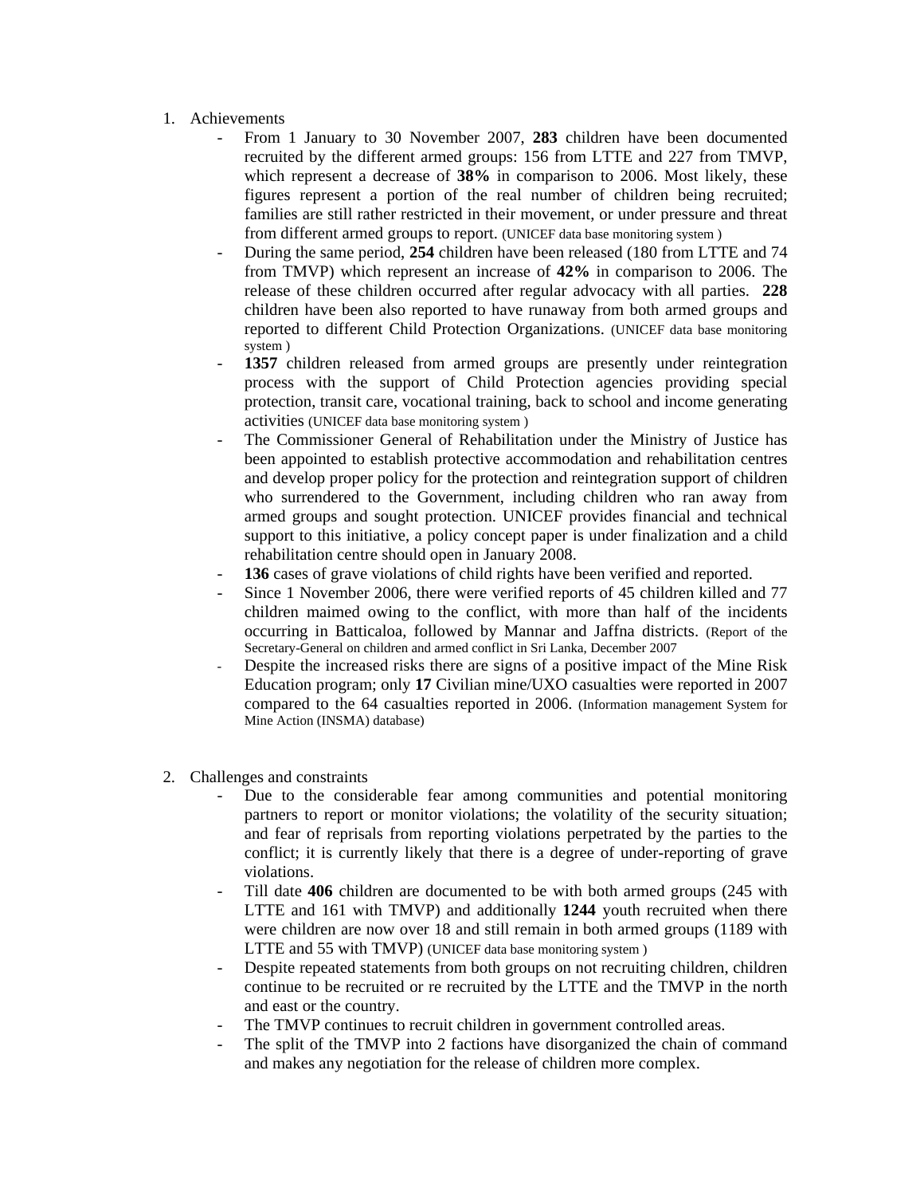1. Achievements
   - From 1 January to 30 November 2007, **283** children have been documented recruited by the different armed groups: 156 from LTTE and 227 from TMVP, which represent a decrease of **38%** in comparison to 2006. Most likely, these figures represent a portion of the real number of children being recruited; families are still rather restricted in their movement, or under pressure and threat from different armed groups to report. (UNICEF data base monitoring system )
   - During the same period, **254** children have been released (180 from LTTE and 74 from TMVP) which represent an increase of **42%** in comparison to 2006. The release of these children occurred after regular advocacy with all parties. **228** children have been also reported to have runaway from both armed groups and reported to different Child Protection Organizations. (UNICEF data base monitoring system )
   - **1357** children released from armed groups are presently under reintegration process with the support of Child Protection agencies providing special protection, transit care, vocational training, back to school and income generating activities (UNICEF data base monitoring system )
   - The Commissioner General of Rehabilitation under the Ministry of Justice has been appointed to establish protective accommodation and rehabilitation centres and develop proper policy for the protection and reintegration support of children who surrendered to the Government, including children who ran away from armed groups and sought protection. UNICEF provides financial and technical support to this initiative, a policy concept paper is under finalization and a child rehabilitation centre should open in January 2008.
   - **136** cases of grave violations of child rights have been verified and reported.
   - Since 1 November 2006, there were verified reports of 45 children killed and 77 children maimed owing to the conflict, with more than half of the incidents occurring in Batticaloa, followed by Mannar and Jaffna districts. (Report of the Secretary-General on children and armed conflict in Sri Lanka, December 2007
   - Despite the increased risks there are signs of a positive impact of the Mine Risk Education program; only **17** Civilian mine/UXO casualties were reported in 2007 compared to the 64 casualties reported in 2006. (Information management System for Mine Action (INSMA) database)

2. Challenges and constraints
   - Due to the considerable fear among communities and potential monitoring partners to report or monitor violations; the volatility of the security situation; and fear of reprisals from reporting violations perpetrated by the parties to the conflict; it is currently likely that there is a degree of under-reporting of grave violations.
   - Till date **406** children are documented to be with both armed groups (245 with LTTE and 161 with TMVP) and additionally **1244** youth recruited when there were children are now over 18 and still remain in both armed groups (1189 with LTTE and 55 with TMVP) (UNICEF data base monitoring system )
   - Despite repeated statements from both groups on not recruiting children, children continue to be recruited or re recruited by the LTTE and the TMVP in the north and east or the country.
   - The TMVP continues to recruit children in government controlled areas.
   - The split of the TMVP into 2 factions have disorganized the chain of command and makes any negotiation for the release of children more complex.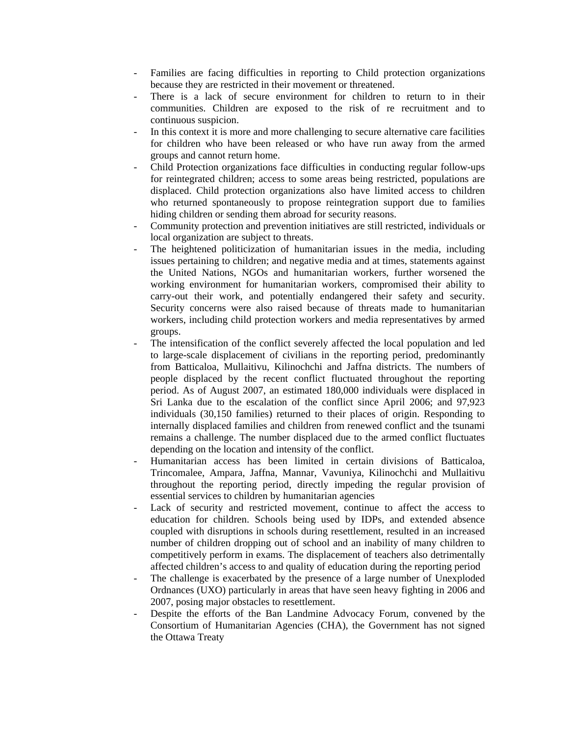- Families are facing difficulties in reporting to Child protection organizations because they are restricted in their movement or threatened.
- There is a lack of secure environment for children to return to in their communities. Children are exposed to the risk of re recruitment and to continuous suspicion.
- In this context it is more and more challenging to secure alternative care facilities for children who have been released or who have run away from the armed groups and cannot return home.
- Child Protection organizations face difficulties in conducting regular follow-ups for reintegrated children; access to some areas being restricted, populations are displaced. Child protection organizations also have limited access to children who returned spontaneously to propose reintegration support due to families hiding children or sending them abroad for security reasons.
- Community protection and prevention initiatives are still restricted, individuals or local organization are subject to threats.
- The heightened politicization of humanitarian issues in the media, including issues pertaining to children; and negative media and at times, statements against the United Nations, NGOs and humanitarian workers, further worsened the working environment for humanitarian workers, compromised their ability to carry-out their work, and potentially endangered their safety and security. Security concerns were also raised because of threats made to humanitarian workers, including child protection workers and media representatives by armed groups.
- The intensification of the conflict severely affected the local population and led to large-scale displacement of civilians in the reporting period, predominantly from Batticaloa, Mullaitivu, Kilinochchi and Jaffna districts. The numbers of people displaced by the recent conflict fluctuated throughout the reporting period. As of August 2007, an estimated 180,000 individuals were displaced in Sri Lanka due to the escalation of the conflict since April 2006; and 97,923 individuals (30,150 families) returned to their places of origin. Responding to internally displaced families and children from renewed conflict and the tsunami remains a challenge. The number displaced due to the armed conflict fluctuates depending on the location and intensity of the conflict.
- Humanitarian access has been limited in certain divisions of Batticaloa, Trincomalee, Ampara, Jaffna, Mannar, Vavuniya, Kilinochchi and Mullaitivu throughout the reporting period, directly impeding the regular provision of essential services to children by humanitarian agencies
- Lack of security and restricted movement, continue to affect the access to education for children. Schools being used by IDPs, and extended absence coupled with disruptions in schools during resettlement, resulted in an increased number of children dropping out of school and an inability of many children to competitively perform in exams. The displacement of teachers also detrimentally affected children's access to and quality of education during the reporting period
- The challenge is exacerbated by the presence of a large number of Unexploded Ordnances (UXO) particularly in areas that have seen heavy fighting in 2006 and 2007, posing major obstacles to resettlement.
- Despite the efforts of the Ban Landmine Advocacy Forum, convened by the Consortium of Humanitarian Agencies (CHA), the Government has not signed the Ottawa Treaty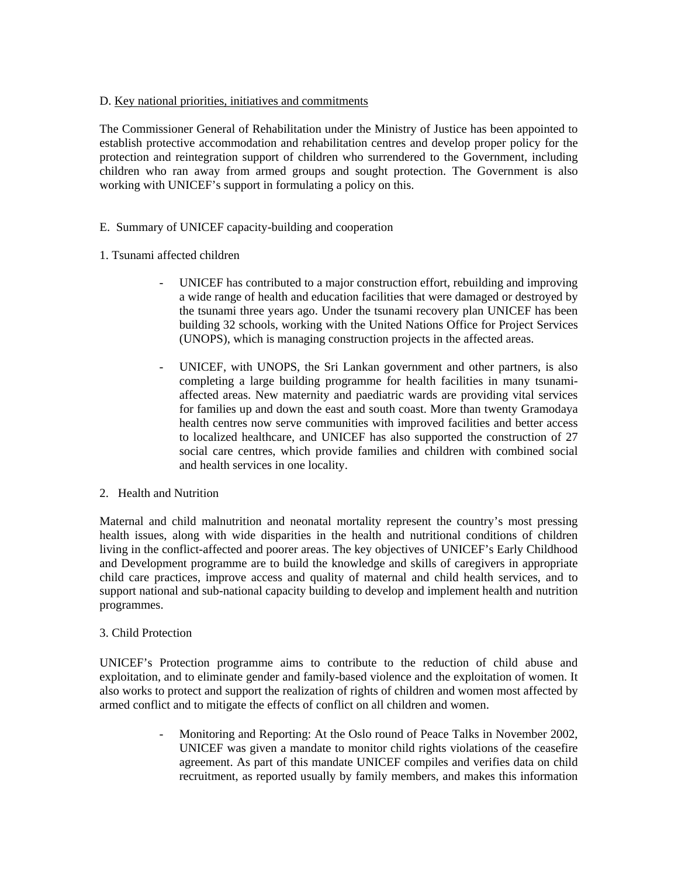D. <u>Key national priorities, initiatives and commitments</u>

The Commissioner General of Rehabilitation under the Ministry of Justice has been appointed to establish protective accommodation and rehabilitation centres and develop proper policy for the protection and reintegration support of children who surrendered to the Government, including children who ran away from armed groups and sought protection. The Government is also working with UNICEF's support in formulating a policy on this.

E. Summary of UNICEF capacity-building and cooperation

1. Tsunami affected children

- UNICEF has contributed to a major construction effort, rebuilding and improving a wide range of health and education facilities that were damaged or destroyed by the tsunami three years ago. Under the tsunami recovery plan UNICEF has been building 32 schools, working with the United Nations Office for Project Services (UNOPS), which is managing construction projects in the affected areas.

- UNICEF, with UNOPS, the Sri Lankan government and other partners, is also completing a large building programme for health facilities in many tsunami-affected areas. New maternity and paediatric wards are providing vital services for families up and down the east and south coast. More than twenty Gramodaya health centres now serve communities with improved facilities and better access to localized healthcare, and UNICEF has also supported the construction of 27 social care centres, which provide families and children with combined social and health services in one locality.

2. Health and Nutrition

Maternal and child malnutrition and neonatal mortality represent the country's most pressing health issues, along with wide disparities in the health and nutritional conditions of children living in the conflict-affected and poorer areas. The key objectives of UNICEF's Early Childhood and Development programme are to build the knowledge and skills of caregivers in appropriate child care practices, improve access and quality of maternal and child health services, and to support national and sub-national capacity building to develop and implement health and nutrition programmes.

3. Child Protection

UNICEF's Protection programme aims to contribute to the reduction of child abuse and exploitation, and to eliminate gender and family-based violence and the exploitation of women. It also works to protect and support the realization of rights of children and women most affected by armed conflict and to mitigate the effects of conflict on all children and women.

- Monitoring and Reporting: At the Oslo round of Peace Talks in November 2002, UNICEF was given a mandate to monitor child rights violations of the ceasefire agreement. As part of this mandate UNICEF compiles and verifies data on child recruitment, as reported usually by family members, and makes this information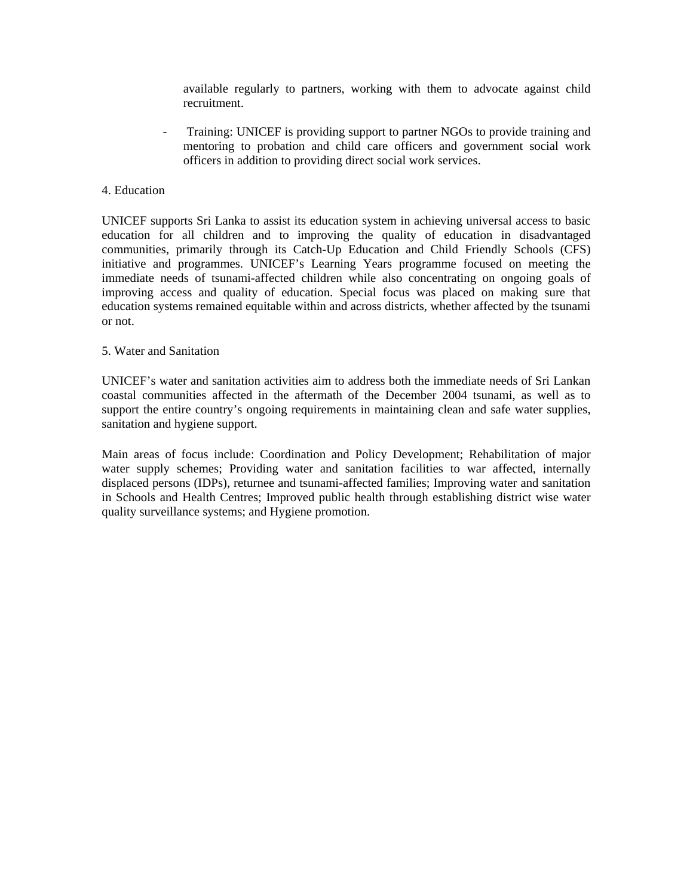available regularly to partners, working with them to advocate against child recruitment.

- Training: UNICEF is providing support to partner NGOs to provide training and mentoring to probation and child care officers and government social work officers in addition to providing direct social work services.

4. Education

UNICEF supports Sri Lanka to assist its education system in achieving universal access to basic education for all children and to improving the quality of education in disadvantaged communities, primarily through its Catch-Up Education and Child Friendly Schools (CFS) initiative and programmes. UNICEF's Learning Years programme focused on meeting the immediate needs of tsunami-affected children while also concentrating on ongoing goals of improving access and quality of education. Special focus was placed on making sure that education systems remained equitable within and across districts, whether affected by the tsunami or not.

5. Water and Sanitation

UNICEF's water and sanitation activities aim to address both the immediate needs of Sri Lankan coastal communities affected in the aftermath of the December 2004 tsunami, as well as to support the entire country's ongoing requirements in maintaining clean and safe water supplies, sanitation and hygiene support.

Main areas of focus include: Coordination and Policy Development; Rehabilitation of major water supply schemes; Providing water and sanitation facilities to war affected, internally displaced persons (IDPs), returnee and tsunami-affected families; Improving water and sanitation in Schools and Health Centres; Improved public health through establishing district wise water quality surveillance systems; and Hygiene promotion.